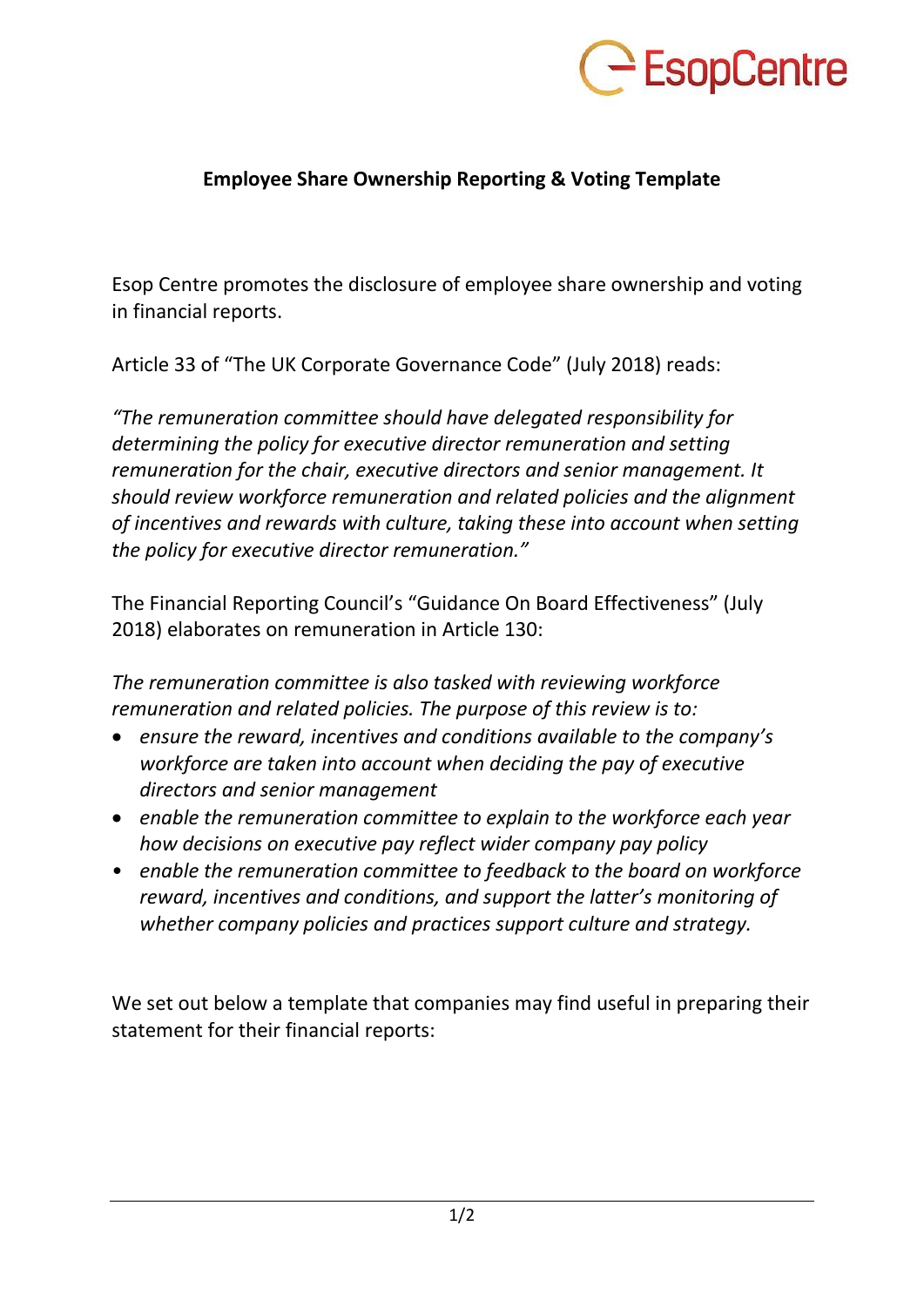## Employee Share Ownership Reporting & Voting Template

Esop Centre promotes the disclosure of employee share ownership and voting in financial reports.

Article 33 of "The UK Corporate Governance Code" (July 2018) reads:

*"The remuneration committee should have delegated responsibility for determining the policy for executive director remuneration and setting remuneration for the chair, executive directors and senior management. It should review workforce remuneration and related policies and the alignment of incentives and rewards with culture, taking these into account when setting the policy for executive director remuneration."*

The Financial Reporting Council's "Guidance On Board Effectiveness" (July 2018) elaborates on remuneration in Article 130:

*The remuneration committee is also tasked with reviewing workforce remuneration and related policies. The purpose of this review is to:*

- *ensure the reward, incentives and conditions available to the company's workforce are taken into account when deciding the pay of executive directors and senior management*
- *enable the remuneration committee to explain to the workforce each year how decisions on executive pay reflect wider company pay policy*
- *enable the remuneration committee to feedback to the board on workforce reward, incentives and conditions, and support the latter's monitoring of whether company policies and practices support culture and strategy.*

We set out below a template that companies may find useful in preparing their statement for their financial reports: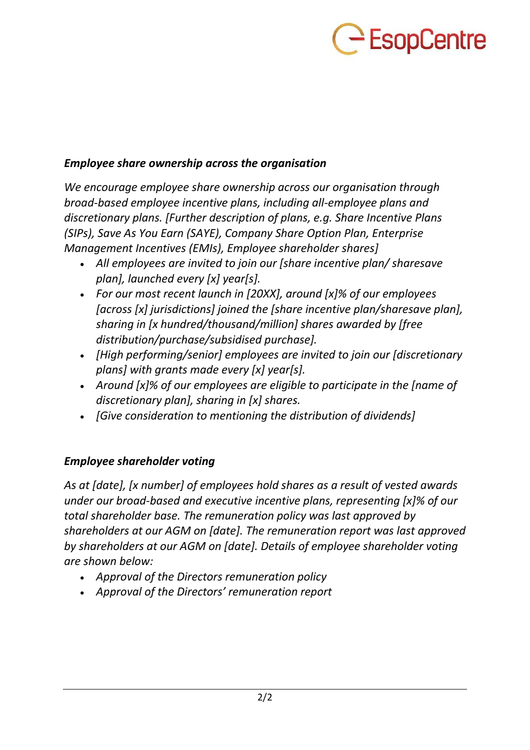### *Employee share ownership across the organisation*

*We encourage employee share ownership across our organisation through broad-based employee incentive plans, including all-employee plans and discretionary plans. [Further description of plans, e.g. Share Incentive Plans (SIPs), Save As You Earn (SAYE), Company Share Option Plan, Enterprise Management Incentives (EMIs), Employee shareholder shares]*

- *All employees are invited to join our [share incentive plan/ sharesave plan], launched every [x] year[s].*
- *For our most recent launch in [20XX], around [x]% of our employees [across [x] jurisdictions] joined the [share incentive plan/sharesave plan], sharing in [x hundred/thousand/million] shares awarded by [free distribution/purchase/subsidised purchase].*
- *[High performing/senior] employees are invited to join our [discretionary plans] with grants made every [x] year[s].*
- *Around [x]% of our employees are eligible to participate in the [name of discretionary plan], sharing in [x] shares.*
- *[Give consideration to mentioning the distribution of dividends]*

### *Employee shareholder voting*

*As at [date], [x number] of employees hold shares as a result of vested awards under our broad-based and executive incentive plans, representing [x]% of our total shareholder base. The remuneration policy was last approved by shareholders at our AGM on [date]. The remuneration report was last approved by shareholders at our AGM on [date]. Details of employee shareholder voting are shown below:*

- *Approval of the Directors remuneration policy*
- *Approval of the Directors' remuneration report*